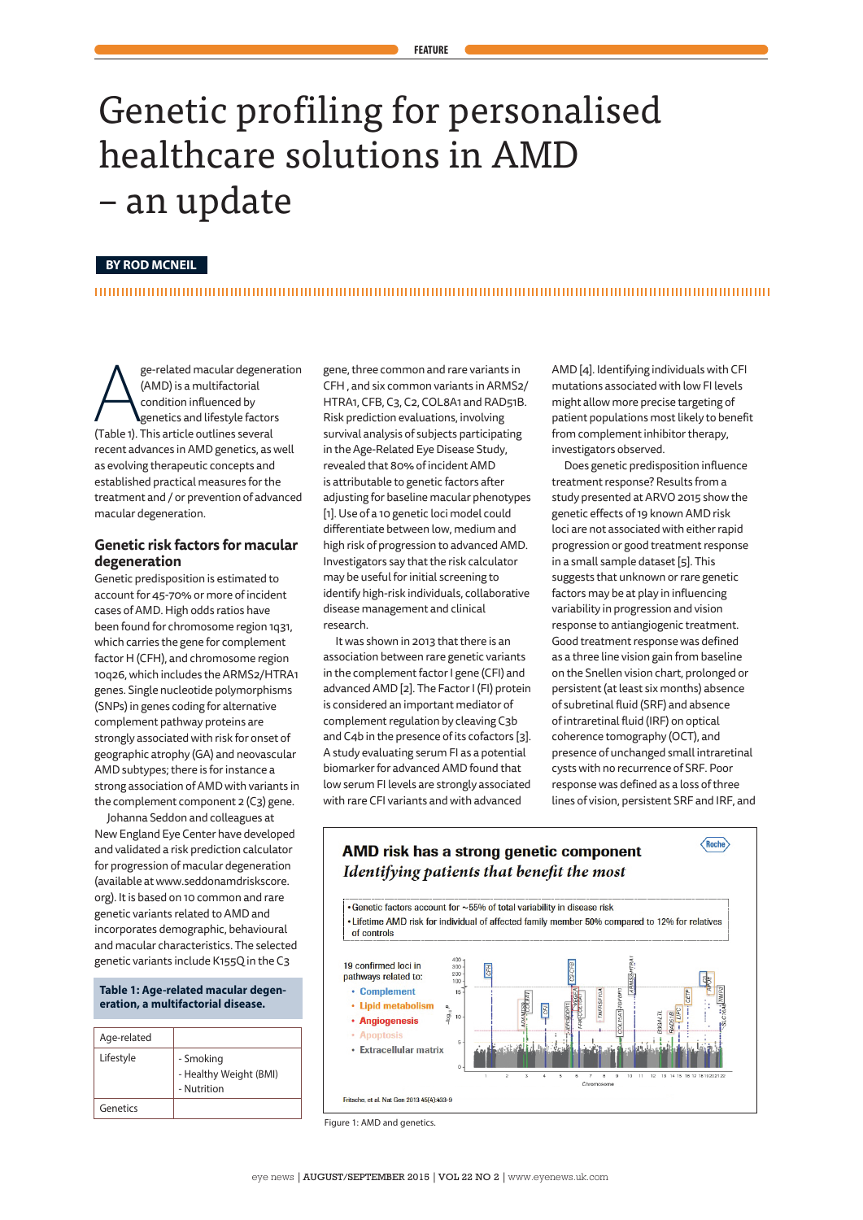# Genetic profiling for personalised healthcare solutions in AMD – an update

**BY ROD MCNEIL**

Age-related macular degeneration (AMD) is a multifactorial condition influenced by genetics and lifestyle factors (Table 1). This article outlines several recent advances in AMD genetics, as well as evolving therapeutic concepts and established practical measures for the treatment and / or prevention of advanced macular degeneration.

## Genetic risk factors for macular degeneration

Genetic predisposition is estimated to account for 45-70% or more of incident cases of AMD. High odds ratios have been found for chromosome region 1q31, which carries the gene for complement factor H (CFH), and chromosome region 10q26, which includes the ARMS2/HTRA1 genes. Single nucleotide polymorphisms (SNPs) in genes coding for alternative complement pathway proteins are strongly associated with risk for onset of geographic atrophy (GA) and neovascular AMD subtypes; there is for instance a strong association of AMD with variants in the complement component 2 (C3) gene.

Johanna Seddon and colleagues at New England Eye Center have developed and validated a risk prediction calculator for progression of macular degeneration (available at www.seddonamdriskscore.org). It is based on 10 common and rare genetic variants related to AMD and incorporates demographic, behavioural and macular characteristics. The selected genetic variants include K155Q in the C3 gene, three common and rare variants in CFH , and six common variants in ARMS2/HTRA1, CFB, C3, C2, COL8A1 and RAD51B. Risk prediction evaluations, involving survival analysis of subjects participating in the Age-Related Eye Disease Study, revealed that 80% of incident AMD is attributable to genetic factors after adjusting for baseline macular phenotypes [1]. Use of a 10 genetic loci model could differentiate between low, medium and high risk of progression to advanced AMD. Investigators say that the risk calculator may be useful for initial screening to identify high-risk individuals, collaborative disease management and clinical research.

It was shown in 2013 that there is an association between rare genetic variants in the complement factor I gene (CFI) and advanced AMD [2]. The Factor I (FI) protein is considered an important mediator of complement regulation by cleaving C3b and C4b in the presence of its cofactors [3]. A study evaluating serum FI as a potential biomarker for advanced AMD found that low serum FI levels are strongly associated with rare CFI variants and with advanced AMD [4]. Identifying individuals with CFI mutations associated with low FI levels might allow more precise targeting of patient populations most likely to benefit from complement inhibitor therapy, investigators observed.

Does genetic predisposition influence treatment response? Results from a study presented at ARVO 2015 show the genetic effects of 19 known AMD risk loci are not associated with either rapid progression or good treatment response in a small sample dataset [5]. This suggests that unknown or rare genetic factors may be at play in influencing variability in progression and vision response to antiangiogenic treatment. Good treatment response was defined as a three line vision gain from baseline on the Snellen vision chart, prolonged or persistent (at least six months) absence of subretinal fluid (SRF) and absence of intraretinal fluid (IRF) on optical coherence tomography (OCT), and presence of unchanged small intraretinal cysts with no recurrence of SRF. Poor response was defined as a loss of three lines of vision, persistent SRF and IRF, and

**Table 1: Age-related macular degeneration, a multifactorial disease.**

| | |
|---|---|
| Age-related | |
| Lifestyle | - Smoking<br>- Healthy Weight (BMI)<br>- Nutrition |
| Genetics | |

**AMD risk has a strong genetic component**

*Identifying patients that benefit the most*

Roche

- Genetic factors account for ~55% of total variability in disease risk
- Lifetime AMD risk for individual of affected family member 50% compared to 12% for relatives of controls

19 confirmed loci in pathways related to:

- Complement
- Lipid metabolism
- Angiogenesis
- Apoptosis
- Extracellular matrix

Fritsche, et al. Nat Gen 2013 45(4):433-9

Figure 1: AMD and genetics.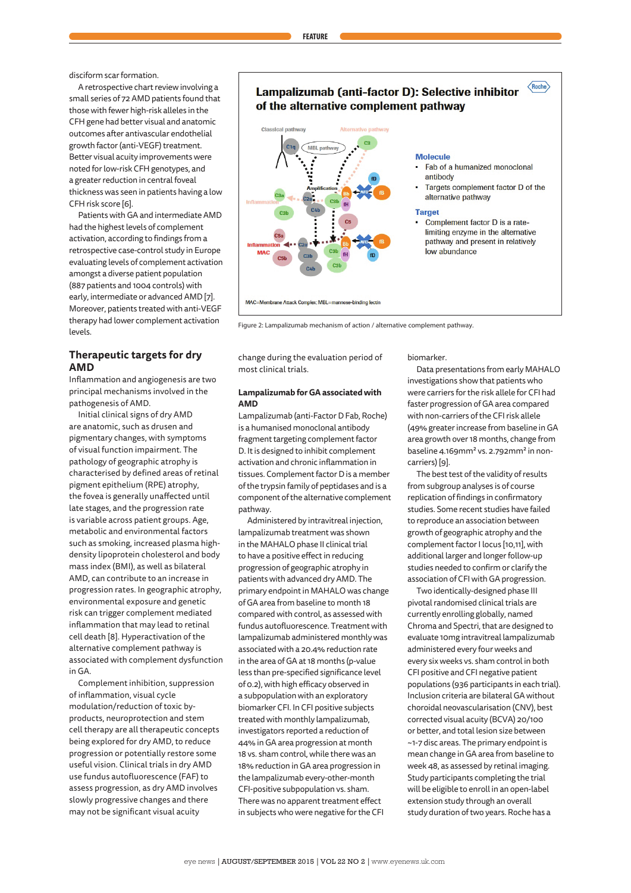disciform scar formation.

A retrospective chart review involving a small series of 72 AMD patients found that those with fewer high-risk alleles in the CFH gene had better visual and anatomic outcomes after antivascular endothelial growth factor (anti-VEGF) treatment. Better visual acuity improvements were noted for low-risk CFH genotypes, and a greater reduction in central foveal thickness was seen in patients having a low CFH risk score [6].

Patients with GA and intermediate AMD had the highest levels of complement activation, according to findings from a retrospective case-control study in Europe evaluating levels of complement activation amongst a diverse patient population (887 patients and 1004 controls) with early, intermediate or advanced AMD [7]. Moreover, patients treated with anti-VEGF therapy had lower complement activation levels.

**Lampalizumab (anti-factor D): Selective inhibitor of the alternative complement pathway**

Roche

Classical pathway

Alternative pathway

C1q

MBL pathway

C3

fD

Amplification

C3a

C2a

C3b

Bb

AFD

fB

Inflammation

fH

C3b

C4b

C5

C5a

Inflammation

C2a

Bb

AFD

fB

MAC

C5b

C3b

C3b

fH

fD

C4b

C3b

MAC=Membrane Attack Complex; MBL=mannose-binding lectin

**Molecule**
- Fab of a humanized monoclonal antibody
- Targets complement factor D of the alternative pathway

**Target**
- Complement factor D is a rate-limiting enzyme in the alternative pathway and present in relatively low abundance

Figure 2: Lampalizumab mechanism of action / alternative complement pathway.

## Therapeutic targets for dry AMD

Inflammation and angiogenesis are two principal mechanisms involved in the pathogenesis of AMD.

Initial clinical signs of dry AMD are anatomic, such as drusen and pigmentary changes, with symptoms of visual function impairment. The pathology of geographic atrophy is characterised by defined areas of retinal pigment epithelium (RPE) atrophy, the fovea is generally unaffected until late stages, and the progression rate is variable across patient groups. Age, metabolic and environmental factors such as smoking, increased plasma high-density lipoprotein cholesterol and body mass index (BMI), as well as bilateral AMD, can contribute to an increase in progression rates. In geographic atrophy, environmental exposure and genetic risk can trigger complement mediated inflammation that may lead to retinal cell death [8]. Hyperactivation of the alternative complement pathway is associated with complement dysfunction in GA.

Complement inhibition, suppression of inflammation, visual cycle modulation/reduction of toxic by-products, neuroprotection and stem cell therapy are all therapeutic concepts being explored for dry AMD, to reduce progression or potentially restore some useful vision. Clinical trials in dry AMD use fundus autofluorescence (FAF) to assess progression, as dry AMD involves slowly progressive changes and there may not be significant visual acuity change during the evaluation period of most clinical trials.

### Lampalizumab for GA associated with AMD

Lampalizumab (anti-Factor D Fab, Roche) is a humanised monoclonal antibody fragment targeting complement factor D. It is designed to inhibit complement activation and chronic inflammation in tissues. Complement factor D is a member of the trypsin family of peptidases and is a component of the alternative complement pathway.

Administered by intravitreal injection, lampalizumab treatment was shown in the MAHALO phase II clinical trial to have a positive effect in reducing progression of geographic atrophy in patients with advanced dry AMD. The primary endpoint in MAHALO was change of GA area from baseline to month 18 compared with control, as assessed with fundus autofluorescence. Treatment with lampalizumab administered monthly was associated with a 20.4% reduction rate in the area of GA at 18 months (p-value less than pre-specified significance level of 0.2), with high efficacy observed in a subpopulation with an exploratory biomarker CFI. In CFI positive subjects treated with monthly lampalizumab, investigators reported a reduction of 44% in GA area progression at month 18 vs. sham control, while there was an 18% reduction in GA area progression in the lampalizumab every-other-month CFI-positive subpopulation vs. sham. There was no apparent treatment effect in subjects who were negative for the CFI biomarker.

Data presentations from early MAHALO investigations show that patients who were carriers for the risk allele for CFI had faster progression of GA area compared with non-carriers of the CFI risk allele (49% greater increase from baseline in GA area growth over 18 months, change from baseline 4.169mm² vs. 2.792mm² in non-carriers) [9].

The best test of the validity of results from subgroup analyses is of course replication of findings in confirmatory studies. Some recent studies have failed to reproduce an association between growth of geographic atrophy and the complement factor I locus [10,11], with additional larger and longer follow-up studies needed to confirm or clarify the association of CFI with GA progression.

Two identically-designed phase III pivotal randomised clinical trials are currently enrolling globally, named Chroma and Spectri, that are designed to evaluate 10mg intravitreal lampalizumab administered every four weeks and every six weeks vs. sham control in both CFI positive and CFI negative patient populations (936 participants in each trial). Inclusion criteria are bilateral GA without choroidal neovascularisation (CNV), best corrected visual acuity (BCVA) 20/100 or better, and total lesion size between ~1-7 disc areas. The primary endpoint is mean change in GA area from baseline to week 48, as assessed by retinal imaging. Study participants completing the trial will be eligible to enroll in an open-label extension study through an overall study duration of two years. Roche has a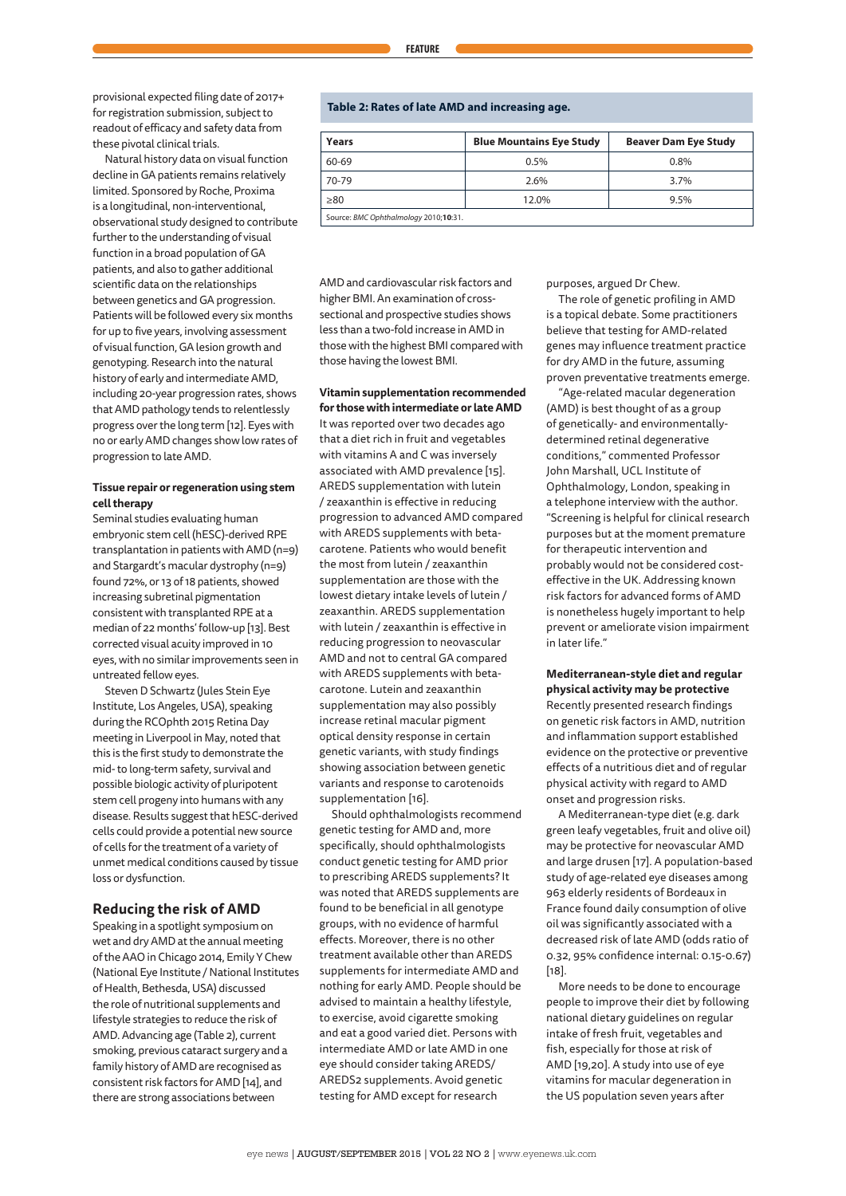provisional expected filing date of 2017+ for registration submission, subject to readout of efficacy and safety data from these pivotal clinical trials.

Natural history data on visual function decline in GA patients remains relatively limited. Sponsored by Roche, Proxima is a longitudinal, non-interventional, observational study designed to contribute further to the understanding of visual function in a broad population of GA patients, and also to gather additional scientific data on the relationships between genetics and GA progression. Patients will be followed every six months for up to five years, involving assessment of visual function, GA lesion growth and genotyping. Research into the natural history of early and intermediate AMD, including 20-year progression rates, shows that AMD pathology tends to relentlessly progress over the long term [12]. Eyes with no or early AMD changes show low rates of progression to late AMD.

**Tissue repair or regeneration using stem cell therapy**

Seminal studies evaluating human embryonic stem cell (hESC)-derived RPE transplantation in patients with AMD (n=9) and Stargardt's macular dystrophy (n=9) found 72%, or 13 of 18 patients, showed increasing subretinal pigmentation consistent with transplanted RPE at a median of 22 months' follow-up [13]. Best corrected visual acuity improved in 10 eyes, with no similar improvements seen in untreated fellow eyes.

Steven D Schwartz (Jules Stein Eye Institute, Los Angeles, USA), speaking during the RCOphth 2015 Retina Day meeting in Liverpool in May, noted that this is the first study to demonstrate the mid- to long-term safety, survival and possible biologic activity of pluripotent stem cell progeny into humans with any disease. Results suggest that hESC-derived cells could provide a potential new source of cells for the treatment of a variety of unmet medical conditions caused by tissue loss or dysfunction.

## Reducing the risk of AMD

Speaking in a spotlight symposium on wet and dry AMD at the annual meeting of the AAO in Chicago 2014, Emily Y Chew (National Eye Institute / National Institutes of Health, Bethesda, USA) discussed the role of nutritional supplements and lifestyle strategies to reduce the risk of AMD. Advancing age (Table 2), current smoking, previous cataract surgery and a family history of AMD are recognised as consistent risk factors for AMD [14], and there are strong associations between AMD and cardiovascular risk factors and higher BMI. An examination of cross-sectional and prospective studies shows less than a two-fold increase in AMD in those with the highest BMI compared with those having the lowest BMI.

**Table 2: Rates of late AMD and increasing age.**

| Years | Blue Mountains Eye Study | Beaver Dam Eye Study |
|---|---|---|
| 60-69 | 0.5% | 0.8% |
| 70-79 | 2.6% | 3.7% |
| ≥80 | 12.0% | 9.5% |

Source: *BMC Ophthalmology* 2010;**10**:31.

**Vitamin supplementation recommended for those with intermediate or late AMD**

It was reported over two decades ago that a diet rich in fruit and vegetables with vitamins A and C was inversely associated with AMD prevalence [15]. AREDS supplementation with lutein / zeaxanthin is effective in reducing progression to advanced AMD compared with AREDS supplements with beta-carotene. Patients who would benefit the most from lutein / zeaxanthin supplementation are those with the lowest dietary intake levels of lutein / zeaxanthin. AREDS supplementation with lutein / zeaxanthin is effective in reducing progression to neovascular AMD and not to central GA compared with AREDS supplements with beta-carotene. Lutein and zeaxanthin supplementation may also possibly increase retinal macular pigment optical density response in certain genetic variants, with study findings showing association between genetic variants and response to carotenoids supplementation [16].

Should ophthalmologists recommend genetic testing for AMD and, more specifically, should ophthalmologists conduct genetic testing for AMD prior to prescribing AREDS supplements? It was noted that AREDS supplements are found to be beneficial in all genotype groups, with no evidence of harmful effects. Moreover, there is no other treatment available other than AREDS supplements for intermediate AMD and nothing for early AMD. People should be advised to maintain a healthy lifestyle, to exercise, avoid cigarette smoking and eat a good varied diet. Persons with intermediate AMD or late AMD in one eye should consider taking AREDS/AREDS2 supplements. Avoid genetic testing for AMD except for research purposes, argued Dr Chew.

The role of genetic profiling in AMD is a topical debate. Some practitioners believe that testing for AMD-related genes may influence treatment practice for dry AMD in the future, assuming proven preventative treatments emerge.

"Age-related macular degeneration (AMD) is best thought of as a group of genetically- and environmentally-determined retinal degenerative conditions," commented Professor John Marshall, UCL Institute of Ophthalmology, London, speaking in a telephone interview with the author. "Screening is helpful for clinical research purposes but at the moment premature for therapeutic intervention and probably would not be considered cost-effective in the UK. Addressing known risk factors for advanced forms of AMD is nonetheless hugely important to help prevent or ameliorate vision impairment in later life."

**Mediterranean-style diet and regular physical activity may be protective**

Recently presented research findings on genetic risk factors in AMD, nutrition and inflammation support established evidence on the protective or preventive effects of a nutritious diet and of regular physical activity with regard to AMD onset and progression risks.

A Mediterranean-type diet (e.g. dark green leafy vegetables, fruit and olive oil) may be protective for neovascular AMD and large drusen [17]. A population-based study of age-related eye diseases among 963 elderly residents of Bordeaux in France found daily consumption of olive oil was significantly associated with a decreased risk of late AMD (odds ratio of 0.32, 95% confidence internal: 0.15-0.67) [18].

More needs to be done to encourage people to improve their diet by following national dietary guidelines on regular intake of fresh fruit, vegetables and fish, especially for those at risk of AMD [19,20]. A study into use of eye vitamins for macular degeneration in the US population seven years after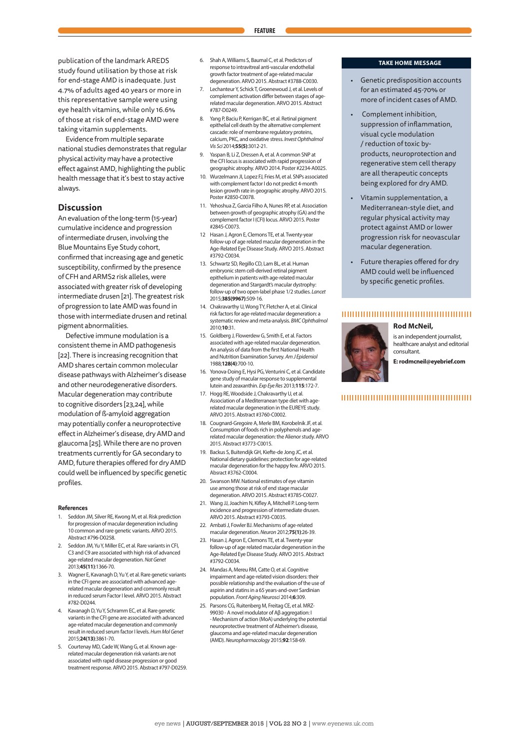publication of the landmark AREDS study found utilisation by those at risk for end-stage AMD is inadequate. Just 4.7% of adults aged 40 years or more in this representative sample were using eye health vitamins, while only 16.6% of those at risk of end-stage AMD were taking vitamin supplements.

Evidence from multiple separate national studies demonstrates that regular physical activity may have a protective effect against AMD, highlighting the public health message that it's best to stay active always.

## Discussion

An evaluation of the long-term (15-year) cumulative incidence and progression of intermediate drusen, involving the Blue Mountains Eye Study cohort, confirmed that increasing age and genetic susceptibility, confirmed by the presence of CFH and ARMS2 risk alleles, were associated with greater risk of developing intermediate drusen [21]. The greatest risk of progression to late AMD was found in those with intermediate drusen and retinal pigment abnormalities.

Defective immune modulation is a consistent theme in AMD pathogenesis [22]. There is increasing recognition that AMD shares certain common molecular disease pathways with Alzheimer's disease and other neurodegenerative disorders. Macular degeneration may contribute to cognitive disorders [23,24], while modulation of ß-amyloid aggregation may potentially confer a neuroprotective effect in Alzheimer's disease, dry AMD and glaucoma [25]. While there are no proven treatments currently for GA secondary to AMD, future therapies offered for dry AMD could well be influenced by specific genetic profiles.

### References

1. Seddon JM, Silver RE, Kwong M, et al. Risk prediction for progression of macular degeneration including 10 common and rare genetic variants. ARVO 2015. Abstract #796-D0258.
2. Seddon JM, Yu Y, Miller EC, et al. Rare variants in CFI, C3 and C9 are associated with high risk of advanced age-related macular degeneration. *Nat Genet* 2013;**45(11)**:1366-70.
3. Wagner E, Kavanagh D, Yu Y, et al. Rare genetic variants in the CFI gene are associated with advanced age-related macular degeneration and commonly result in reduced serum Factor I level. ARVO 2015. Abstract #782-D0244.
4. Kavanagh D, Yu Y, Schramm EC, et al. Rare genetic variants in the CFI gene are associated with advanced age-related macular degeneration and commonly result in reduced serum factor I levels. *Hum Mol Genet* 2015;**24(13)**:3861-70.
5. Courtenay MD, Cade W, Wang G, et al. Known age-related macular degeneration risk variants are not associated with rapid disease progression or good treatment response. ARVO 2015. Abstract #797-D0259.
6. Shah A, Williams S, Baumal C, et al. Predictors of response to intravitreal anti-vascular endothelial growth factor treatment of age-related macular degeneration. ARVO 2015. Abstract #3788-C0030.
7. Lechanteur Y, Schick T, Groenewoud J, et al. Levels of complement activation differ between stages of age-related macular degeneration. ARVO 2015. Abstract #787-D0249.
8. Yang P, Baciu P, Kerrigan BC, et al. Retinal pigment epithelial cell death by the alternative complement cascade: role of membrane regulatory proteins, calcium, PKC, and oxidative stress. *Invest Ophthalmol Vis Sci* 2014;**55(5)**:3012-21.
9. Yaspan B, Li Z, Dressen A, et al. A common SNP at the CFI locus is associated with rapid progression of geographic atrophy. ARVO 2014. Poster #2234-A0025.
10. Wurzelmann JI, Lopez FJ, Fries M, et al. SNPs associated with complement factor I do not predict 4-month lesion growth rate in geographic atrophy. ARVO 2015. Poster #2850-C0078.
11. Yehoshua Z, Garcia Filho A, Nunes RP, et al. Association between growth of geographic atrophy (GA) and the complement factor I (CFI) locus. ARVO 2015. Poster #2845-C0073.
12. Hasan J, Agron E, Clemons TE, et al. Twenty-year follow-up of age related macular degeneration in the Age-Related Eye Disease Study. ARVO 2015. Abstract #3792-C0034.
13. Schwartz SD, Regillo CD, Lam BL, et al. Human embryonic stem cell-derived retinal pigment epithelium in patients with age-related macular degeneration and Stargardt's macular dystrophy: follow-up of two open-label phase 1/2 studies. *Lancet* 2015;**385(9967)**:509-16.
14. Chakravarthy U, Wong TY, Fletcher A, et al. Clinical risk factors for age-related macular degeneration: a systematic review and meta-analysis. *BMC Ophthalmol* 2010;**10**:31.
15. Goldberg J, Flowerdew G, Smith E, et al. Factors associated with age-related macular degeneration. An analysis of data from the first National Health and Nutrition Examination Survey. *Am J Epidemiol* 1988;**128(4)**:700-10.
16. Yonova-Doing E, Hysi PG, Venturini C, et al. Candidate gene study of macular response to supplemental lutein and zeaxanthin. *Exp Eye Res* 2013;**115**:172-7.
17. Hogg RE, Woodside J, Chakravarthy U, et al. Association of a Mediterranean type diet with age-related macular degeneration in the EUREYE study. ARVO 2015. Abstract #3760-C0002.
18. Cougnard-Gregoire A, Merle BM, Korobelnik JF, et al. Consumption of foods rich in polyphenols and age-related macular degeneration: the Alienor study. ARVO 2015. Abstract #3773-C0015.
19. Backus S, Buitendijk GH, Kiefte-de Jong JC, et al. National dietary guidelines: protection for age-related macular degeneration for the happy few. ARVO 2015. Absract #3762-C0004.
20. Swanson MW. National estimates of eye vitamin use among those at risk of end stage macular degeneration. ARVO 2015. Abstract #3785-C0027.
21. Wang JJ, Joachim N, Kifley A, Mitchell P. Long-term incidence and progression of intermediate drusen. ARVO 2015. Abstract #3793-C0035.
22. Ambati J, Fowler BJ. Mechanisms of age-related macular degeneration. *Neuron* 2012;**75(1)**:26-39.
23. Hasan J, Agron E, Clemons TE, et al. Twenty-year follow-up of age related macular degeneration in the Age-Related Eye Disease Study. ARVO 2015. Abstract #3792-C0034.
24. Mandas A, Mereu RM, Catte O, et al. Cognitive impairment and age-related vision disorders: their possible relationship and the evaluation of the use of aspirin and statins in a 65 years-and-over Sardinian population. *Front Aging Neurosci* 2014;**6**:309.
25. Parsons CG, Ruitenberg M, Freitag CE, et al. MRZ-99030 - A novel modulator of Aβ aggregation: I - Mechanism of action (MoA) underlying the potential neuroprotective treatment of Alzheimer's disease, glaucoma and age-related macular degeneration (AMD). *Neuropharmacology* 2015;**92**:158-69.

**TAKE HOME MESSAGE**

- Genetic predisposition accounts for an estimated 45-70% or more of incident cases of AMD.
- Complement inhibition, suppression of inflammation, visual cycle modulation / reduction of toxic by-products, neuroprotection and regenerative stem cell therapy are all therapeutic concepts being explored for dry AMD.
- Vitamin supplementation, a Mediterranean-style diet, and regular physical activity may protect against AMD or lower progression risk for neovascular macular degeneration.
- Future therapies offered for dry AMD could well be influenced by specific genetic profiles.

**Rod McNeil,**

is an independent journalist, healthcare analyst and editorial consultant.

**E: rodmcneil@eyebrief.com**